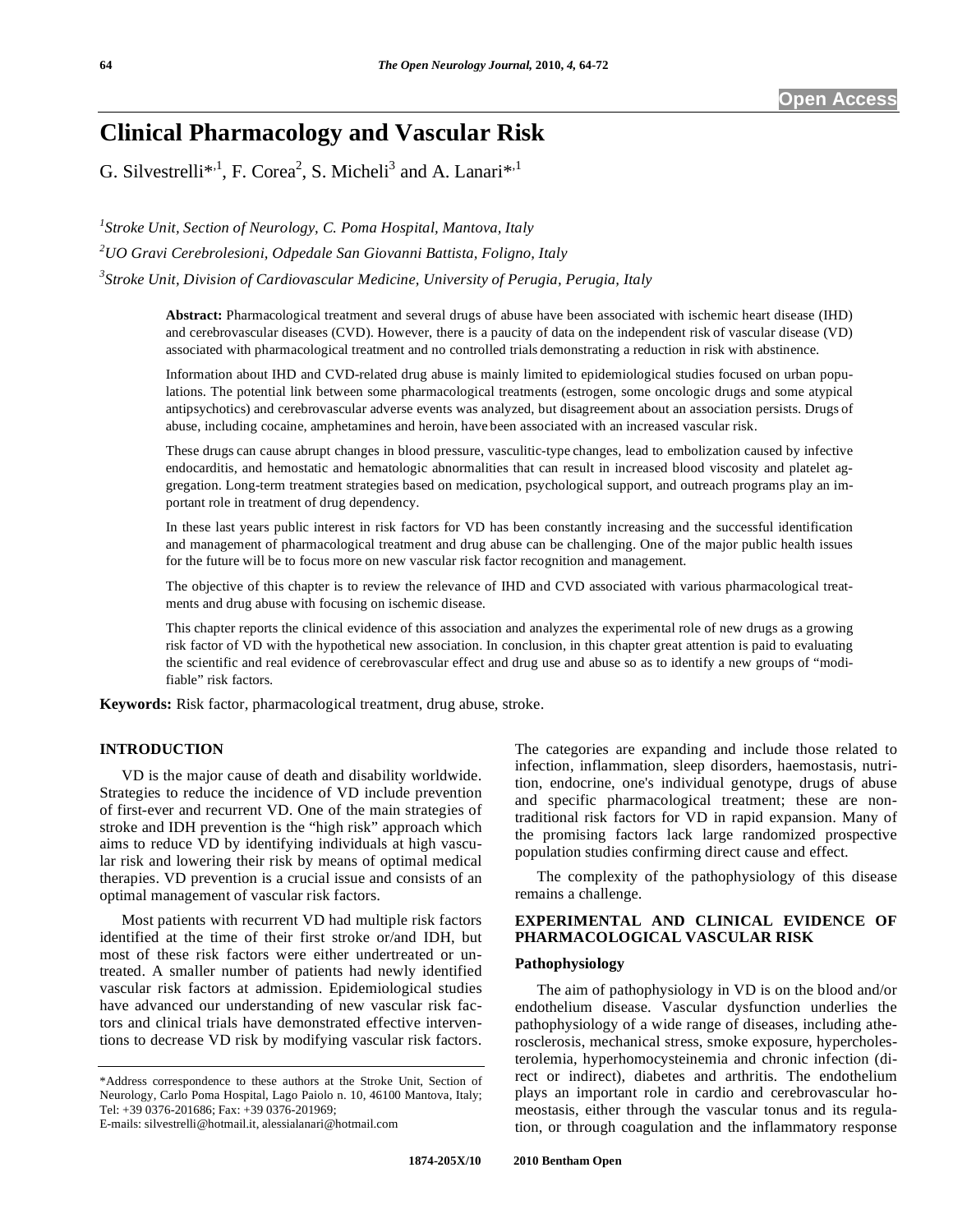# Clinical Pharmacology and Vascular Risk

G. Silvestrelli*[,1], F. Corea[2], S. Micheli[3] and A. Lanari*[,1]

[1]*Stroke Unit, Section of Neurology, C. Poma Hospital, Mantova, Italy*

[2]*UO Gravi Cerebrolesioni, Odpedale San Giovanni Battista, Foligno, Italy*

[3]*Stroke Unit, Division of Cardiovascular Medicine, University of Perugia, Perugia, Italy*

**Abstract:** Pharmacological treatment and several drugs of abuse have been associated with ischemic heart disease (IHD) and cerebrovascular diseases (CVD). However, there is a paucity of data on the independent risk of vascular disease (VD) associated with pharmacological treatment and no controlled trials demonstrating a reduction in risk with abstinence.

Information about IHD and CVD-related drug abuse is mainly limited to epidemiological studies focused on urban populations. The potential link between some pharmacological treatments (estrogen, some oncologic drugs and some atypical antipsychotics) and cerebrovascular adverse events was analyzed, but disagreement about an association persists. Drugs of abuse, including cocaine, amphetamines and heroin, have been associated with an increased vascular risk.

These drugs can cause abrupt changes in blood pressure, vasculitic-type changes, lead to embolization caused by infective endocarditis, and hemostatic and hematologic abnormalities that can result in increased blood viscosity and platelet aggregation. Long-term treatment strategies based on medication, psychological support, and outreach programs play an important role in treatment of drug dependency.

In these last years public interest in risk factors for VD has been constantly increasing and the successful identification and management of pharmacological treatment and drug abuse can be challenging. One of the major public health issues for the future will be to focus more on new vascular risk factor recognition and management.

The objective of this chapter is to review the relevance of IHD and CVD associated with various pharmacological treatments and drug abuse with focusing on ischemic disease.

This chapter reports the clinical evidence of this association and analyzes the experimental role of new drugs as a growing risk factor of VD with the hypothetical new association. In conclusion, in this chapter great attention is paid to evaluating the scientific and real evidence of cerebrovascular effect and drug use and abuse so as to identify a new groups of "modifiable" risk factors.

**Keywords:** Risk factor, pharmacological treatment, drug abuse, stroke.

## INTRODUCTION

VD is the major cause of death and disability worldwide. Strategies to reduce the incidence of VD include prevention of first-ever and recurrent VD. One of the main strategies of stroke and IDH prevention is the "high risk" approach which aims to reduce VD by identifying individuals at high vascular risk and lowering their risk by means of optimal medical therapies. VD prevention is a crucial issue and consists of an optimal management of vascular risk factors.

Most patients with recurrent VD had multiple risk factors identified at the time of their first stroke or/and IDH, but most of these risk factors were either undertreated or untreated. A smaller number of patients had newly identified vascular risk factors at admission. Epidemiological studies have advanced our understanding of new vascular risk factors and clinical trials have demonstrated effective interventions to decrease VD risk by modifying vascular risk factors. The categories are expanding and include those related to infection, inflammation, sleep disorders, haemostasis, nutrition, endocrine, one's individual genotype, drugs of abuse and specific pharmacological treatment; these are non-traditional risk factors for VD in rapid expansion. Many of the promising factors lack large randomized prospective population studies confirming direct cause and effect.

The complexity of the pathophysiology of this disease remains a challenge.

## EXPERIMENTAL AND CLINICAL EVIDENCE OF PHARMACOLOGICAL VASCULAR RISK

### Pathophysiology

The aim of pathophysiology in VD is on the blood and/or endothelium disease. Vascular dysfunction underlies the pathophysiology of a wide range of diseases, including atherosclerosis, mechanical stress, smoke exposure, hypercholesterolemia, hyperhomocysteinemia and chronic infection (direct or indirect), diabetes and arthritis. The endothelium plays an important role in cardio and cerebrovascular homeostasis, either through the vascular tonus and its regulation, or through coagulation and the inflammatory response

*Address correspondence to these authors at the Stroke Unit, Section of Neurology, Carlo Poma Hospital, Lago Paiolo n. 10, 46100 Mantova, Italy; Tel: +39 0376-201686; Fax: +39 0376-201969;
E-mails: silvestrelli@hotmail.it, alessialanari@hotmail.com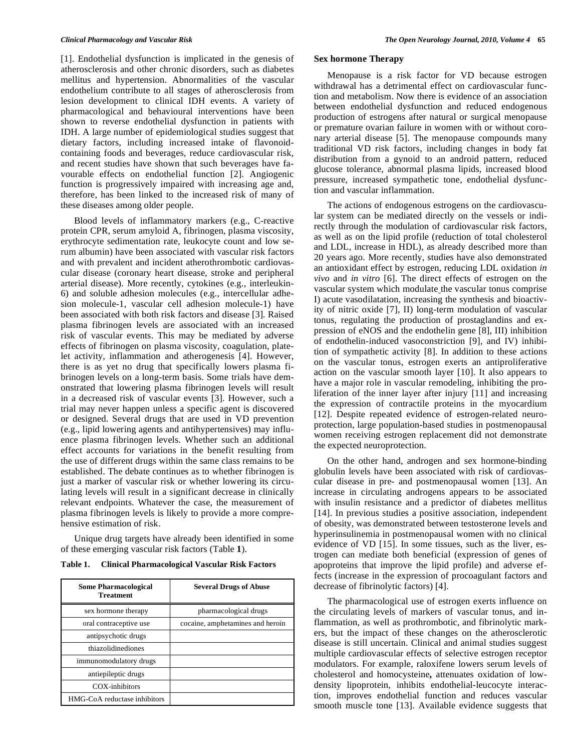[1]. Endothelial dysfunction is implicated in the genesis of atherosclerosis and other chronic disorders, such as diabetes mellitus and hypertension. Abnormalities of the vascular endothelium contribute to all stages of atherosclerosis from lesion development to clinical IDH events. A variety of pharmacological and behavioural interventions have been shown to reverse endothelial dysfunction in patients with IDH. A large number of epidemiological studies suggest that dietary factors, including increased intake of flavonoid-containing foods and beverages, reduce cardiovascular risk, and recent studies have shown that such beverages have favourable effects on endothelial function [2]. Angiogenic function is progressively impaired with increasing age and, therefore, has been linked to the increased risk of many of these diseases among older people.

Blood levels of inflammatory markers (e.g., C-reactive protein CPR, serum amyloid A, fibrinogen, plasma viscosity, erythrocyte sedimentation rate, leukocyte count and low serum albumin) have been associated with vascular risk factors and with prevalent and incident atherothrombotic cardiovascular disease (coronary heart disease, stroke and peripheral arterial disease). More recently, cytokines (e.g., interleukin-6) and soluble adhesion molecules (e.g., intercellular adhesion molecule-1, vascular cell adhesion molecule-1) have been associated with both risk factors and disease [3]. Raised plasma fibrinogen levels are associated with an increased risk of vascular events. This may be mediated by adverse effects of fibrinogen on plasma viscosity, coagulation, platelet activity, inflammation and atherogenesis [4]. However, there is as yet no drug that specifically lowers plasma fibrinogen levels on a long-term basis. Some trials have demonstrated that lowering plasma fibrinogen levels will result in a decreased risk of vascular events [3]. However, such a trial may never happen unless a specific agent is discovered or designed. Several drugs that are used in VD prevention (e.g., lipid lowering agents and antihypertensives) may influence plasma fibrinogen levels. Whether such an additional effect accounts for variations in the benefit resulting from the use of different drugs within the same class remains to be established. The debate continues as to whether fibrinogen is just a marker of vascular risk or whether lowering its circulating levels will result in a significant decrease in clinically relevant endpoints. Whatever the case, the measurement of plasma fibrinogen levels is likely to provide a more comprehensive estimation of risk.

Unique drug targets have already been identified in some of these emerging vascular risk factors (Table **1**).

**Table 1. Clinical Pharmacological Vascular Risk Factors**

| Some Pharmacological Treatment | Several Drugs of Abuse |
|---|---|
| sex hormone therapy | pharmacological drugs |
| oral contraceptive use | cocaine, amphetamines and heroin |
| antipsychotic drugs | |
| thiazolidinediones | |
| immunomodulatory drugs | |
| antiepileptic drugs | |
| COX-inhibitors | |
| HMG-CoA reductase inhibitors | |

## Sex hormone Therapy

Menopause is a risk factor for VD because estrogen withdrawal has a detrimental effect on cardiovascular function and metabolism. Now there is evidence of an association between endothelial dysfunction and reduced endogenous production of estrogens after natural or surgical menopause or premature ovarian failure in women with or without coronary arterial disease [5]. The menopause compounds many traditional VD risk factors, including changes in body fat distribution from a gynoid to an android pattern, reduced glucose tolerance, abnormal plasma lipids, increased blood pressure, increased sympathetic tone, endothelial dysfunction and vascular inflammation.

The actions of endogenous estrogens on the cardiovascular system can be mediated directly on the vessels or indirectly through the modulation of cardiovascular risk factors, as well as on the lipid profile (reduction of total cholesterol and LDL, increase in HDL), as already described more than 20 years ago. More recently, studies have also demonstrated an antioxidant effect by estrogen, reducing LDL oxidation *in vivo* and *in vitro* [6]. The direct effects of estrogen on the vascular system which modulate the vascular tonus comprise I) acute vasodilatation, increasing the synthesis and bioactivity of nitric oxide [7], II) long-term modulation of vascular tonus, regulating the production of prostaglandins and expression of eNOS and the endothelin gene [8], III) inhibition of endothelin-induced vasoconstriction [9], and IV) inhibition of sympathetic activity [8]. In addition to these actions on the vascular tonus, estrogen exerts an antiproliferative action on the vascular smooth layer [10]. It also appears to have a major role in vascular remodeling, inhibiting the proliferation of the inner layer after injury [11] and increasing the expression of contractile proteins in the myocardium [12]. Despite repeated evidence of estrogen-related neuroprotection, large population-based studies in postmenopausal women receiving estrogen replacement did not demonstrate the expected neuroprotection.

On the other hand, androgen and sex hormone-binding globulin levels have been associated with risk of cardiovascular disease in pre- and postmenopausal women [13]. An increase in circulating androgens appears to be associated with insulin resistance and a predictor of diabetes mellitus [14]. In previous studies a positive association, independent of obesity, was demonstrated between testosterone levels and hyperinsulinemia in postmenopausal women with no clinical evidence of VD [15]. In some tissues, such as the liver, estrogen can mediate both beneficial (expression of genes of apoproteins that improve the lipid profile) and adverse effects (increase in the expression of procoagulant factors and decrease of fibrinolytic factors) [4].

The pharmacological use of estrogen exerts influence on the circulating levels of markers of vascular tonus, and inflammation, as well as prothrombotic, and fibrinolytic markers, but the impact of these changes on the atherosclerotic disease is still uncertain. Clinical and animal studies suggest multiple cardiovascular effects of selective estrogen receptor modulators. For example, raloxifene lowers serum levels of cholesterol and homocysteine**,** attenuates oxidation of low-density lipoprotein, inhibits endothelial-leucocyte interaction, improves endothelial function and reduces vascular smooth muscle tone [13]. Available evidence suggests that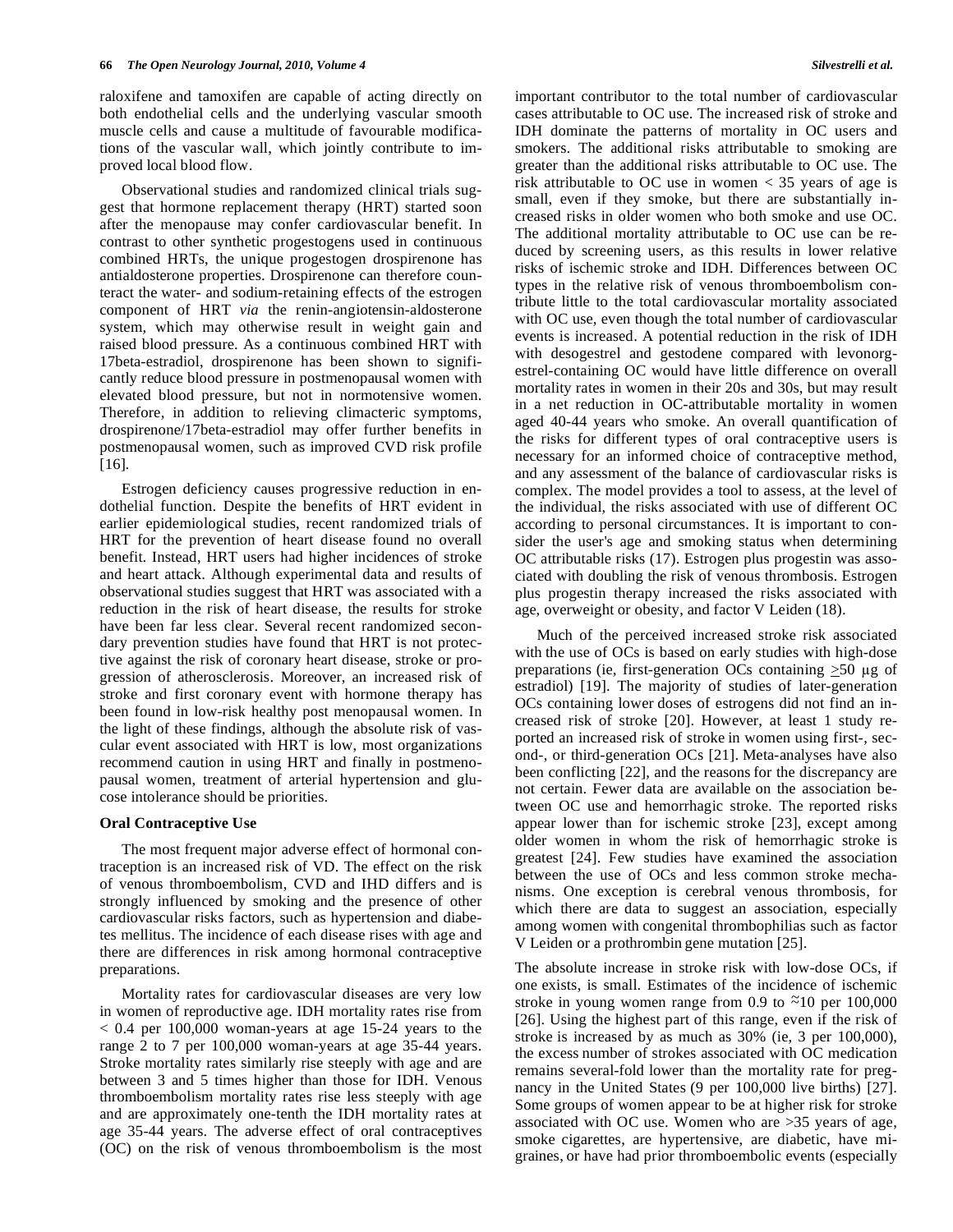raloxifene and tamoxifen are capable of acting directly on both endothelial cells and the underlying vascular smooth muscle cells and cause a multitude of favourable modifications of the vascular wall, which jointly contribute to improved local blood flow.

Observational studies and randomized clinical trials suggest that hormone replacement therapy (HRT) started soon after the menopause may confer cardiovascular benefit. In contrast to other synthetic progestogens used in continuous combined HRTs, the unique progestogen drospirenone has antialdosterone properties. Drospirenone can therefore counteract the water- and sodium-retaining effects of the estrogen component of HRT *via* the renin-angiotensin-aldosterone system, which may otherwise result in weight gain and raised blood pressure. As a continuous combined HRT with 17beta-estradiol, drospirenone has been shown to significantly reduce blood pressure in postmenopausal women with elevated blood pressure, but not in normotensive women. Therefore, in addition to relieving climacteric symptoms, drospirenone/17beta-estradiol may offer further benefits in postmenopausal women, such as improved CVD risk profile [16].

Estrogen deficiency causes progressive reduction in endothelial function. Despite the benefits of HRT evident in earlier epidemiological studies, recent randomized trials of HRT for the prevention of heart disease found no overall benefit. Instead, HRT users had higher incidences of stroke and heart attack. Although experimental data and results of observational studies suggest that HRT was associated with a reduction in the risk of heart disease, the results for stroke have been far less clear. Several recent randomized secondary prevention studies have found that HRT is not protective against the risk of coronary heart disease, stroke or progression of atherosclerosis. Moreover, an increased risk of stroke and first coronary event with hormone therapy has been found in low-risk healthy post menopausal women. In the light of these findings, although the absolute risk of vascular event associated with HRT is low, most organizations recommend caution in using HRT and finally in postmenopausal women, treatment of arterial hypertension and glucose intolerance should be priorities.

### Oral Contraceptive Use

The most frequent major adverse effect of hormonal contraception is an increased risk of VD. The effect on the risk of venous thromboembolism, CVD and IHD differs and is strongly influenced by smoking and the presence of other cardiovascular risks factors, such as hypertension and diabetes mellitus. The incidence of each disease rises with age and there are differences in risk among hormonal contraceptive preparations.

Mortality rates for cardiovascular diseases are very low in women of reproductive age. IDH mortality rates rise from < 0.4 per 100,000 woman-years at age 15-24 years to the range 2 to 7 per 100,000 woman-years at age 35-44 years. Stroke mortality rates similarly rise steeply with age and are between 3 and 5 times higher than those for IDH. Venous thromboembolism mortality rates rise less steeply with age and are approximately one-tenth the IDH mortality rates at age 35-44 years. The adverse effect of oral contraceptives (OC) on the risk of venous thromboembolism is the most important contributor to the total number of cardiovascular cases attributable to OC use. The increased risk of stroke and IDH dominate the patterns of mortality in OC users and smokers. The additional risks attributable to smoking are greater than the additional risks attributable to OC use. The risk attributable to OC use in women < 35 years of age is small, even if they smoke, but there are substantially increased risks in older women who both smoke and use OC. The additional mortality attributable to OC use can be reduced by screening users, as this results in lower relative risks of ischemic stroke and IDH. Differences between OC types in the relative risk of venous thromboembolism contribute little to the total cardiovascular mortality associated with OC use, even though the total number of cardiovascular events is increased. A potential reduction in the risk of IDH with desogestrel and gestodene compared with levonorgestrel-containing OC would have little difference on overall mortality rates in women in their 20s and 30s, but may result in a net reduction in OC-attributable mortality in women aged 40-44 years who smoke. An overall quantification of the risks for different types of oral contraceptive users is necessary for an informed choice of contraceptive method, and any assessment of the balance of cardiovascular risks is complex. The model provides a tool to assess, at the level of the individual, the risks associated with use of different OC according to personal circumstances. It is important to consider the user's age and smoking status when determining OC attributable risks (17). Estrogen plus progestin was associated with doubling the risk of venous thrombosis. Estrogen plus progestin therapy increased the risks associated with age, overweight or obesity, and factor V Leiden (18).

Much of the perceived increased stroke risk associated with the use of OCs is based on early studies with high-dose preparations (ie, first-generation OCs containing ≥50 μg of estradiol) [19]. The majority of studies of later-generation OCs containing lower doses of estrogens did not find an increased risk of stroke [20]. However, at least 1 study reported an increased risk of stroke in women using first-, second-, or third-generation OCs [21]. Meta-analyses have also been conflicting [22], and the reasons for the discrepancy are not certain. Fewer data are available on the association between OC use and hemorrhagic stroke. The reported risks appear lower than for ischemic stroke [23], except among older women in whom the risk of hemorrhagic stroke is greatest [24]. Few studies have examined the association between the use of OCs and less common stroke mechanisms. One exception is cerebral venous thrombosis, for which there are data to suggest an association, especially among women with congenital thrombophilias such as factor V Leiden or a prothrombin gene mutation [25].

The absolute increase in stroke risk with low-dose OCs, if one exists, is small. Estimates of the incidence of ischemic stroke in young women range from 0.9 to ≈10 per 100,000 [26]. Using the highest part of this range, even if the risk of stroke is increased by as much as 30% (ie, 3 per 100,000), the excess number of strokes associated with OC medication remains several-fold lower than the mortality rate for pregnancy in the United States (9 per 100,000 live births) [27]. Some groups of women appear to be at higher risk for stroke associated with OC use. Women who are >35 years of age, smoke cigarettes, are hypertensive, are diabetic, have migraines, or have had prior thromboembolic events (especially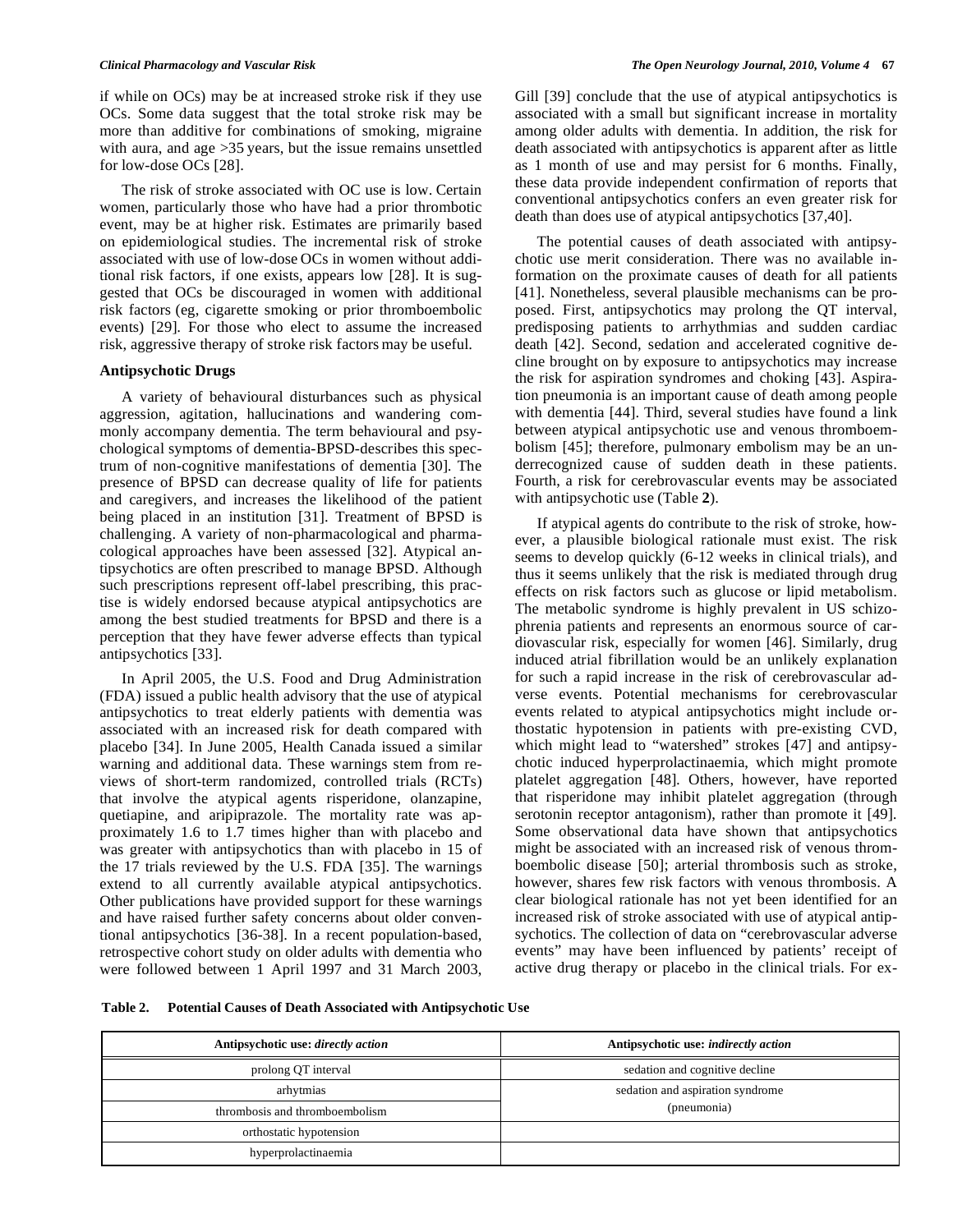if while on OCs) may be at increased stroke risk if they use OCs. Some data suggest that the total stroke risk may be more than additive for combinations of smoking, migraine with aura, and age >35 years, but the issue remains unsettled for low-dose OCs [28].

The risk of stroke associated with OC use is low. Certain women, particularly those who have had a prior thrombotic event, may be at higher risk. Estimates are primarily based on epidemiological studies. The incremental risk of stroke associated with use of low-dose OCs in women without additional risk factors, if one exists, appears low [28]. It is suggested that OCs be discouraged in women with additional risk factors (eg, cigarette smoking or prior thromboembolic events) [29]. For those who elect to assume the increased risk, aggressive therapy of stroke risk factors may be useful.

### Antipsychotic Drugs

A variety of behavioural disturbances such as physical aggression, agitation, hallucinations and wandering commonly accompany dementia. The term behavioural and psychological symptoms of dementia-BPSD-describes this spectrum of non-cognitive manifestations of dementia [30]. The presence of BPSD can decrease quality of life for patients and caregivers, and increases the likelihood of the patient being placed in an institution [31]. Treatment of BPSD is challenging. A variety of non-pharmacological and pharmacological approaches have been assessed [32]. Atypical antipsychotics are often prescribed to manage BPSD. Although such prescriptions represent off-label prescribing, this practise is widely endorsed because atypical antipsychotics are among the best studied treatments for BPSD and there is a perception that they have fewer adverse effects than typical antipsychotics [33].

In April 2005, the U.S. Food and Drug Administration (FDA) issued a public health advisory that the use of atypical antipsychotics to treat elderly patients with dementia was associated with an increased risk for death compared with placebo [34]. In June 2005, Health Canada issued a similar warning and additional data. These warnings stem from reviews of short-term randomized, controlled trials (RCTs) that involve the atypical agents risperidone, olanzapine, quetiapine, and aripiprazole. The mortality rate was approximately 1.6 to 1.7 times higher than with placebo and was greater with antipsychotics than with placebo in 15 of the 17 trials reviewed by the U.S. FDA [35]. The warnings extend to all currently available atypical antipsychotics. Other publications have provided support for these warnings and have raised further safety concerns about older conventional antipsychotics [36-38]. In a recent population-based, retrospective cohort study on older adults with dementia who were followed between 1 April 1997 and 31 March 2003, Gill [39] conclude that the use of atypical antipsychotics is associated with a small but significant increase in mortality among older adults with dementia. In addition, the risk for death associated with antipsychotics is apparent after as little as 1 month of use and may persist for 6 months. Finally, these data provide independent confirmation of reports that conventional antipsychotics confers an even greater risk for death than does use of atypical antipsychotics [37,40].

The potential causes of death associated with antipsychotic use merit consideration. There was no available information on the proximate causes of death for all patients [41]. Nonetheless, several plausible mechanisms can be proposed. First, antipsychotics may prolong the QT interval, predisposing patients to arrhythmias and sudden cardiac death [42]. Second, sedation and accelerated cognitive decline brought on by exposure to antipsychotics may increase the risk for aspiration syndromes and choking [43]. Aspiration pneumonia is an important cause of death among people with dementia [44]. Third, several studies have found a link between atypical antipsychotic use and venous thromboembolism [45]; therefore, pulmonary embolism may be an underrecognized cause of sudden death in these patients. Fourth, a risk for cerebrovascular events may be associated with antipsychotic use (Table **2**).

If atypical agents do contribute to the risk of stroke, however, a plausible biological rationale must exist. The risk seems to develop quickly (6-12 weeks in clinical trials), and thus it seems unlikely that the risk is mediated through drug effects on risk factors such as glucose or lipid metabolism. The metabolic syndrome is highly prevalent in US schizophrenia patients and represents an enormous source of cardiovascular risk, especially for women [46]. Similarly, drug induced atrial fibrillation would be an unlikely explanation for such a rapid increase in the risk of cerebrovascular adverse events. Potential mechanisms for cerebrovascular events related to atypical antipsychotics might include orthostatic hypotension in patients with pre-existing CVD, which might lead to "watershed" strokes [47] and antipsychotic induced hyperprolactinaemia, which might promote platelet aggregation [48]. Others, however, have reported that risperidone may inhibit platelet aggregation (through serotonin receptor antagonism), rather than promote it [49]. Some observational data have shown that antipsychotics might be associated with an increased risk of venous thromboembolic disease [50]; arterial thrombosis such as stroke, however, shares few risk factors with venous thrombosis. A clear biological rationale has not yet been identified for an increased risk of stroke associated with use of atypical antipsychotics. The collection of data on "cerebrovascular adverse events" may have been influenced by patients' receipt of active drug therapy or placebo in the clinical trials. For ex-

**Table 2. Potential Causes of Death Associated with Antipsychotic Use**

| Antipsychotic use: *directly action* | Antipsychotic use: *indirectly action* |
|---|---|
| prolong QT interval | sedation and cognitive decline |
| arhytmias | sedation and aspiration syndrome (pneumonia) |
| thrombosis and thromboembolism | |
| orthostatic hypotension | |
| hyperprolactinaemia | |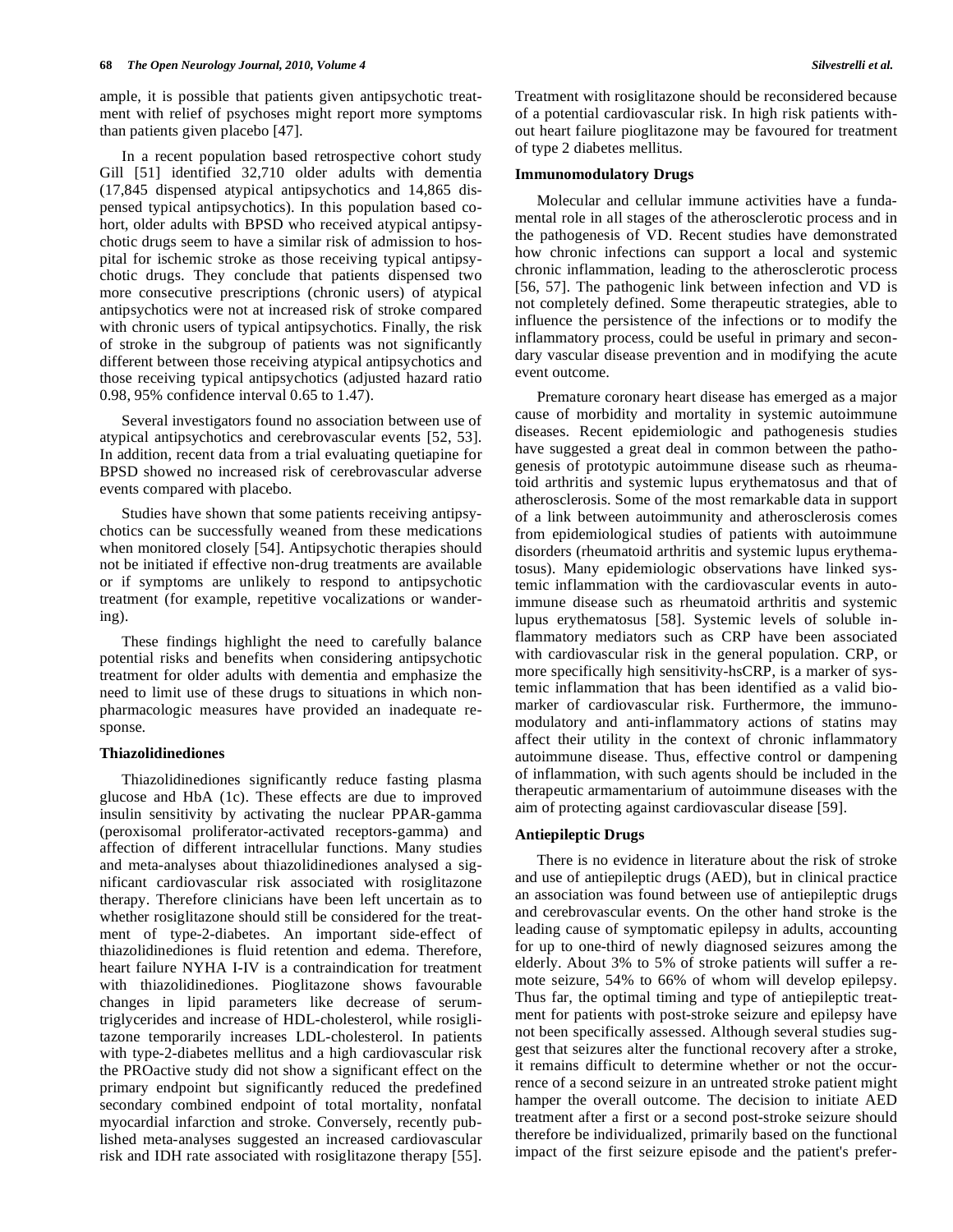ample, it is possible that patients given antipsychotic treatment with relief of psychoses might report more symptoms than patients given placebo [47].

In a recent population based retrospective cohort study Gill [51] identified 32,710 older adults with dementia (17,845 dispensed atypical antipsychotics and 14,865 dispensed typical antipsychotics). In this population based cohort, older adults with BPSD who received atypical antipsychotic drugs seem to have a similar risk of admission to hospital for ischemic stroke as those receiving typical antipsychotic drugs. They conclude that patients dispensed two more consecutive prescriptions (chronic users) of atypical antipsychotics were not at increased risk of stroke compared with chronic users of typical antipsychotics. Finally, the risk of stroke in the subgroup of patients was not significantly different between those receiving atypical antipsychotics and those receiving typical antipsychotics (adjusted hazard ratio 0.98, 95% confidence interval 0.65 to 1.47).

Several investigators found no association between use of atypical antipsychotics and cerebrovascular events [52, 53]. In addition, recent data from a trial evaluating quetiapine for BPSD showed no increased risk of cerebrovascular adverse events compared with placebo.

Studies have shown that some patients receiving antipsychotics can be successfully weaned from these medications when monitored closely [54]. Antipsychotic therapies should not be initiated if effective non-drug treatments are available or if symptoms are unlikely to respond to antipsychotic treatment (for example, repetitive vocalizations or wandering).

These findings highlight the need to carefully balance potential risks and benefits when considering antipsychotic treatment for older adults with dementia and emphasize the need to limit use of these drugs to situations in which nonpharmacologic measures have provided an inadequate response.

### Thiazolidinediones

Thiazolidinediones significantly reduce fasting plasma glucose and HbA (1c). These effects are due to improved insulin sensitivity by activating the nuclear PPAR-gamma (peroxisomal proliferator-activated receptors-gamma) and affection of different intracellular functions. Many studies and meta-analyses about thiazolidinediones analysed a significant cardiovascular risk associated with rosiglitazone therapy. Therefore clinicians have been left uncertain as to whether rosiglitazone should still be considered for the treatment of type-2-diabetes. An important side-effect of thiazolidinediones is fluid retention and edema. Therefore, heart failure NYHA I-IV is a contraindication for treatment with thiazolidinediones. Pioglitazone shows favourable changes in lipid parameters like decrease of serum-triglycerides and increase of HDL-cholesterol, while rosiglitazone temporarily increases LDL-cholesterol. In patients with type-2-diabetes mellitus and a high cardiovascular risk the PROactive study did not show a significant effect on the primary endpoint but significantly reduced the predefined secondary combined endpoint of total mortality, nonfatal myocardial infarction and stroke. Conversely, recently published meta-analyses suggested an increased cardiovascular risk and IDH rate associated with rosiglitazone therapy [55]. Treatment with rosiglitazone should be reconsidered because of a potential cardiovascular risk. In high risk patients without heart failure pioglitazone may be favoured for treatment of type 2 diabetes mellitus.

### Immunomodulatory Drugs

Molecular and cellular immune activities have a fundamental role in all stages of the atherosclerotic process and in the pathogenesis of VD. Recent studies have demonstrated how chronic infections can support a local and systemic chronic inflammation, leading to the atherosclerotic process [56, 57]. The pathogenic link between infection and VD is not completely defined. Some therapeutic strategies, able to influence the persistence of the infections or to modify the inflammatory process, could be useful in primary and secondary vascular disease prevention and in modifying the acute event outcome.

Premature coronary heart disease has emerged as a major cause of morbidity and mortality in systemic autoimmune diseases. Recent epidemiologic and pathogenesis studies have suggested a great deal in common between the pathogenesis of prototypic autoimmune disease such as rheumatoid arthritis and systemic lupus erythematosus and that of atherosclerosis. Some of the most remarkable data in support of a link between autoimmunity and atherosclerosis comes from epidemiological studies of patients with autoimmune disorders (rheumatoid arthritis and systemic lupus erythematosus). Many epidemiologic observations have linked systemic inflammation with the cardiovascular events in autoimmune disease such as rheumatoid arthritis and systemic lupus erythematosus [58]. Systemic levels of soluble inflammatory mediators such as CRP have been associated with cardiovascular risk in the general population. CRP, or more specifically high sensitivity-hsCRP, is a marker of systemic inflammation that has been identified as a valid biomarker of cardiovascular risk. Furthermore, the immunomodulatory and anti-inflammatory actions of statins may affect their utility in the context of chronic inflammatory autoimmune disease. Thus, effective control or dampening of inflammation, with such agents should be included in the therapeutic armamentarium of autoimmune diseases with the aim of protecting against cardiovascular disease [59].

### Antiepileptic Drugs

There is no evidence in literature about the risk of stroke and use of antiepileptic drugs (AED), but in clinical practice an association was found between use of antiepileptic drugs and cerebrovascular events. On the other hand stroke is the leading cause of symptomatic epilepsy in adults, accounting for up to one-third of newly diagnosed seizures among the elderly. About 3% to 5% of stroke patients will suffer a remote seizure, 54% to 66% of whom will develop epilepsy. Thus far, the optimal timing and type of antiepileptic treatment for patients with post-stroke seizure and epilepsy have not been specifically assessed. Although several studies suggest that seizures alter the functional recovery after a stroke, it remains difficult to determine whether or not the occurrence of a second seizure in an untreated stroke patient might hamper the overall outcome. The decision to initiate AED treatment after a first or a second post-stroke seizure should therefore be individualized, primarily based on the functional impact of the first seizure episode and the patient's prefer-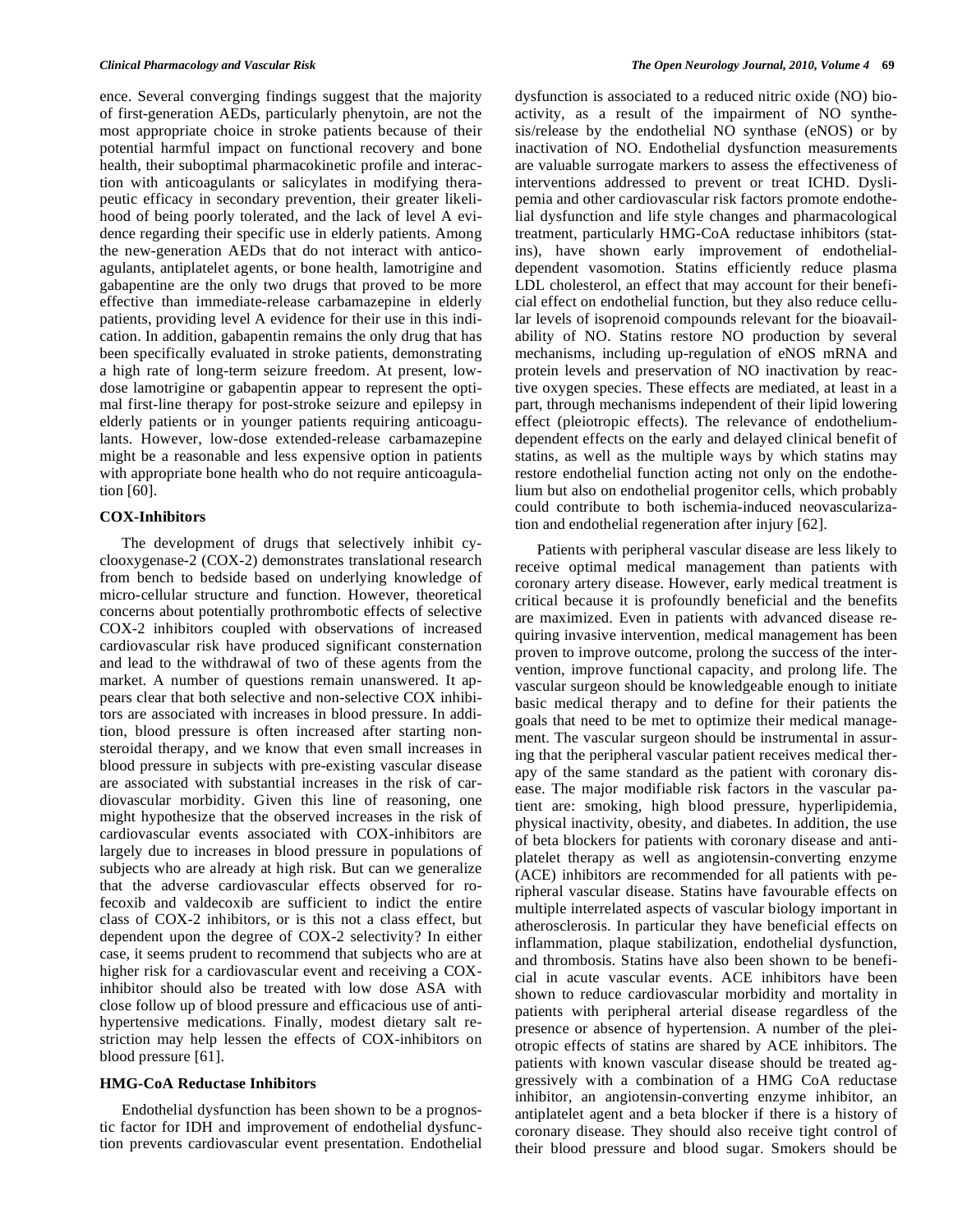ence. Several converging findings suggest that the majority of first-generation AEDs, particularly phenytoin, are not the most appropriate choice in stroke patients because of their potential harmful impact on functional recovery and bone health, their suboptimal pharmacokinetic profile and interaction with anticoagulants or salicylates in modifying therapeutic efficacy in secondary prevention, their greater likelihood of being poorly tolerated, and the lack of level A evidence regarding their specific use in elderly patients. Among the new-generation AEDs that do not interact with anticoagulants, antiplatelet agents, or bone health, lamotrigine and gabapentine are the only two drugs that proved to be more effective than immediate-release carbamazepine in elderly patients, providing level A evidence for their use in this indication. In addition, gabapentin remains the only drug that has been specifically evaluated in stroke patients, demonstrating a high rate of long-term seizure freedom. At present, low-dose lamotrigine or gabapentin appear to represent the optimal first-line therapy for post-stroke seizure and epilepsy in elderly patients or in younger patients requiring anticoagulants. However, low-dose extended-release carbamazepine might be a reasonable and less expensive option in patients with appropriate bone health who do not require anticoagulation [60].

## COX-Inhibitors

The development of drugs that selectively inhibit cyclooxygenase-2 (COX-2) demonstrates translational research from bench to bedside based on underlying knowledge of micro-cellular structure and function. However, theoretical concerns about potentially prothrombotic effects of selective COX-2 inhibitors coupled with observations of increased cardiovascular risk have produced significant consternation and lead to the withdrawal of two of these agents from the market. A number of questions remain unanswered. It appears clear that both selective and non-selective COX inhibitors are associated with increases in blood pressure. In addition, blood pressure is often increased after starting non-steroidal therapy, and we know that even small increases in blood pressure in subjects with pre-existing vascular disease are associated with substantial increases in the risk of cardiovascular morbidity. Given this line of reasoning, one might hypothesize that the observed increases in the risk of cardiovascular events associated with COX-inhibitors are largely due to increases in blood pressure in populations of subjects who are already at high risk. But can we generalize that the adverse cardiovascular effects observed for rofecoxib and valdecoxib are sufficient to indict the entire class of COX-2 inhibitors, or is this not a class effect, but dependent upon the degree of COX-2 selectivity? In either case, it seems prudent to recommend that subjects who are at higher risk for a cardiovascular event and receiving a COX-inhibitor should also be treated with low dose ASA with close follow up of blood pressure and efficacious use of antihypertensive medications. Finally, modest dietary salt restriction may help lessen the effects of COX-inhibitors on blood pressure [61].

## HMG-CoA Reductase Inhibitors

Endothelial dysfunction has been shown to be a prognostic factor for IDH and improvement of endothelial dysfunction prevents cardiovascular event presentation. Endothelial dysfunction is associated to a reduced nitric oxide (NO) bioactivity, as a result of the impairment of NO synthesis/release by the endothelial NO synthase (eNOS) or by inactivation of NO. Endothelial dysfunction measurements are valuable surrogate markers to assess the effectiveness of interventions addressed to prevent or treat ICHD. Dyslipemia and other cardiovascular risk factors promote endothelial dysfunction and life style changes and pharmacological treatment, particularly HMG-CoA reductase inhibitors (statins), have shown early improvement of endothelial-dependent vasomotion. Statins efficiently reduce plasma LDL cholesterol, an effect that may account for their beneficial effect on endothelial function, but they also reduce cellular levels of isoprenoid compounds relevant for the bioavailability of NO. Statins restore NO production by several mechanisms, including up-regulation of eNOS mRNA and protein levels and preservation of NO inactivation by reactive oxygen species. These effects are mediated, at least in a part, through mechanisms independent of their lipid lowering effect (pleiotropic effects). The relevance of endothelium-dependent effects on the early and delayed clinical benefit of statins, as well as the multiple ways by which statins may restore endothelial function acting not only on the endothelium but also on endothelial progenitor cells, which probably could contribute to both ischemia-induced neovascularization and endothelial regeneration after injury [62].

Patients with peripheral vascular disease are less likely to receive optimal medical management than patients with coronary artery disease. However, early medical treatment is critical because it is profoundly beneficial and the benefits are maximized. Even in patients with advanced disease requiring invasive intervention, medical management has been proven to improve outcome, prolong the success of the intervention, improve functional capacity, and prolong life. The vascular surgeon should be knowledgeable enough to initiate basic medical therapy and to define for their patients the goals that need to be met to optimize their medical management. The vascular surgeon should be instrumental in assuring that the peripheral vascular patient receives medical therapy of the same standard as the patient with coronary disease. The major modifiable risk factors in the vascular patient are: smoking, high blood pressure, hyperlipidemia, physical inactivity, obesity, and diabetes. In addition, the use of beta blockers for patients with coronary disease and antiplatelet therapy as well as angiotensin-converting enzyme (ACE) inhibitors are recommended for all patients with peripheral vascular disease. Statins have favourable effects on multiple interrelated aspects of vascular biology important in atherosclerosis. In particular they have beneficial effects on inflammation, plaque stabilization, endothelial dysfunction, and thrombosis. Statins have also been shown to be beneficial in acute vascular events. ACE inhibitors have been shown to reduce cardiovascular morbidity and mortality in patients with peripheral arterial disease regardless of the presence or absence of hypertension. A number of the pleiotropic effects of statins are shared by ACE inhibitors. The patients with known vascular disease should be treated aggressively with a combination of a HMG CoA reductase inhibitor, an angiotensin-converting enzyme inhibitor, an antiplatelet agent and a beta blocker if there is a history of coronary disease. They should also receive tight control of their blood pressure and blood sugar. Smokers should be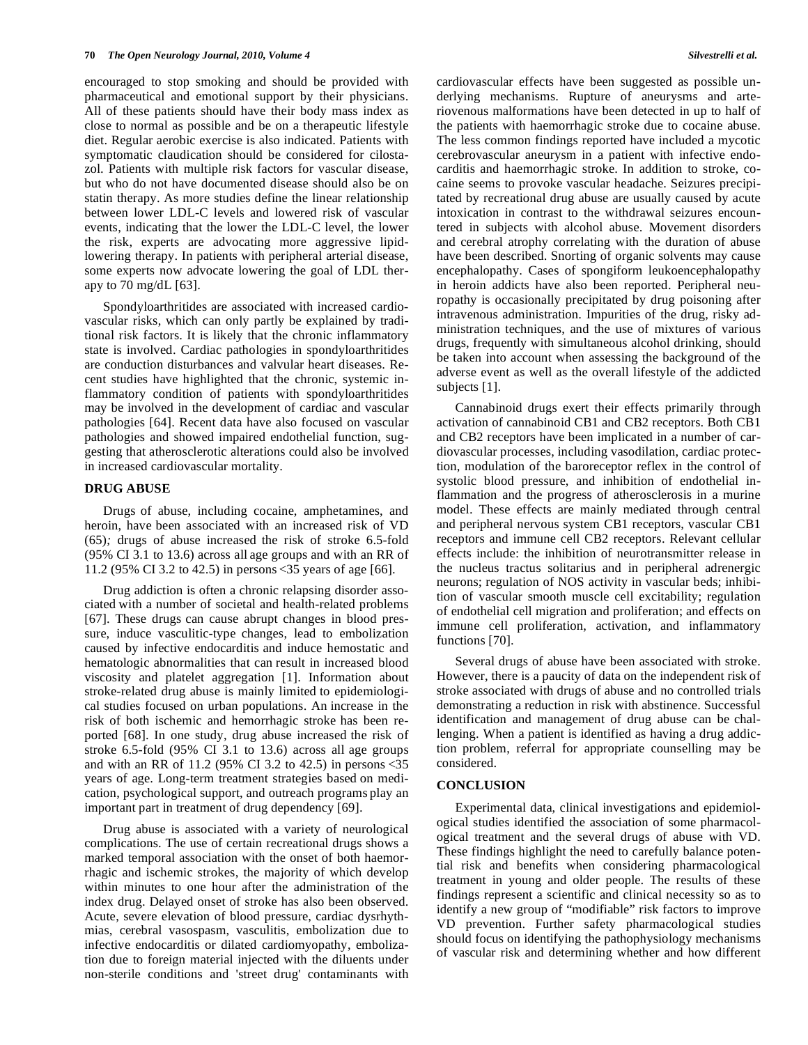encouraged to stop smoking and should be provided with pharmaceutical and emotional support by their physicians. All of these patients should have their body mass index as close to normal as possible and be on a therapeutic lifestyle diet. Regular aerobic exercise is also indicated. Patients with symptomatic claudication should be considered for cilostazol. Patients with multiple risk factors for vascular disease, but who do not have documented disease should also be on statin therapy. As more studies define the linear relationship between lower LDL-C levels and lowered risk of vascular events, indicating that the lower the LDL-C level, the lower the risk, experts are advocating more aggressive lipid-lowering therapy. In patients with peripheral arterial disease, some experts now advocate lowering the goal of LDL therapy to 70 mg/dL [63].

Spondyloarthritides are associated with increased cardiovascular risks, which can only partly be explained by traditional risk factors. It is likely that the chronic inflammatory state is involved. Cardiac pathologies in spondyloarthritides are conduction disturbances and valvular heart diseases. Recent studies have highlighted that the chronic, systemic inflammatory condition of patients with spondyloarthritides may be involved in the development of cardiac and vascular pathologies [64]. Recent data have also focused on vascular pathologies and showed impaired endothelial function, suggesting that atherosclerotic alterations could also be involved in increased cardiovascular mortality.

## DRUG ABUSE

Drugs of abuse, including cocaine, amphetamines, and heroin, have been associated with an increased risk of VD (65)*;* drugs of abuse increased the risk of stroke 6.5-fold (95% CI 3.1 to 13.6) across all age groups and with an RR of 11.2 (95% CI 3.2 to 42.5) in persons <35 years of age [66].

Drug addiction is often a chronic relapsing disorder associated with a number of societal and health-related problems [67]. These drugs can cause abrupt changes in blood pressure, induce vasculitic-type changes, lead to embolization caused by infective endocarditis and induce hemostatic and hematologic abnormalities that can result in increased blood viscosity and platelet aggregation [1]. Information about stroke-related drug abuse is mainly limited to epidemiological studies focused on urban populations. An increase in the risk of both ischemic and hemorrhagic stroke has been reported [68]. In one study, drug abuse increased the risk of stroke 6.5-fold (95% CI 3.1 to 13.6) across all age groups and with an RR of 11.2 (95% CI 3.2 to 42.5) in persons <35 years of age. Long-term treatment strategies based on medication, psychological support, and outreach programs play an important part in treatment of drug dependency [69].

Drug abuse is associated with a variety of neurological complications. The use of certain recreational drugs shows a marked temporal association with the onset of both haemorrhagic and ischemic strokes, the majority of which develop within minutes to one hour after the administration of the index drug. Delayed onset of stroke has also been observed. Acute, severe elevation of blood pressure, cardiac dysrhythmias, cerebral vasospasm, vasculitis, embolization due to infective endocarditis or dilated cardiomyopathy, embolization due to foreign material injected with the diluents under non-sterile conditions and 'street drug' contaminants with cardiovascular effects have been suggested as possible underlying mechanisms. Rupture of aneurysms and arteriovenous malformations have been detected in up to half of the patients with haemorrhagic stroke due to cocaine abuse. The less common findings reported have included a mycotic cerebrovascular aneurysm in a patient with infective endocarditis and haemorrhagic stroke. In addition to stroke, cocaine seems to provoke vascular headache. Seizures precipitated by recreational drug abuse are usually caused by acute intoxication in contrast to the withdrawal seizures encountered in subjects with alcohol abuse. Movement disorders and cerebral atrophy correlating with the duration of abuse have been described. Snorting of organic solvents may cause encephalopathy. Cases of spongiform leukoencephalopathy in heroin addicts have also been reported. Peripheral neuropathy is occasionally precipitated by drug poisoning after intravenous administration. Impurities of the drug, risky administration techniques, and the use of mixtures of various drugs, frequently with simultaneous alcohol drinking, should be taken into account when assessing the background of the adverse event as well as the overall lifestyle of the addicted subjects [1].

Cannabinoid drugs exert their effects primarily through activation of cannabinoid CB1 and CB2 receptors. Both CB1 and CB2 receptors have been implicated in a number of cardiovascular processes, including vasodilation, cardiac protection, modulation of the baroreceptor reflex in the control of systolic blood pressure, and inhibition of endothelial inflammation and the progress of atherosclerosis in a murine model. These effects are mainly mediated through central and peripheral nervous system CB1 receptors, vascular CB1 receptors and immune cell CB2 receptors. Relevant cellular effects include: the inhibition of neurotransmitter release in the nucleus tractus solitarius and in peripheral adrenergic neurons; regulation of NOS activity in vascular beds; inhibition of vascular smooth muscle cell excitability; regulation of endothelial cell migration and proliferation; and effects on immune cell proliferation, activation, and inflammatory functions [70].

Several drugs of abuse have been associated with stroke. However, there is a paucity of data on the independent risk of stroke associated with drugs of abuse and no controlled trials demonstrating a reduction in risk with abstinence. Successful identification and management of drug abuse can be challenging. When a patient is identified as having a drug addiction problem, referral for appropriate counselling may be considered.

## CONCLUSION

Experimental data, clinical investigations and epidemiological studies identified the association of some pharmacological treatment and the several drugs of abuse with VD. These findings highlight the need to carefully balance potential risk and benefits when considering pharmacological treatment in young and older people. The results of these findings represent a scientific and clinical necessity so as to identify a new group of "modifiable" risk factors to improve VD prevention. Further safety pharmacological studies should focus on identifying the pathophysiology mechanisms of vascular risk and determining whether and how different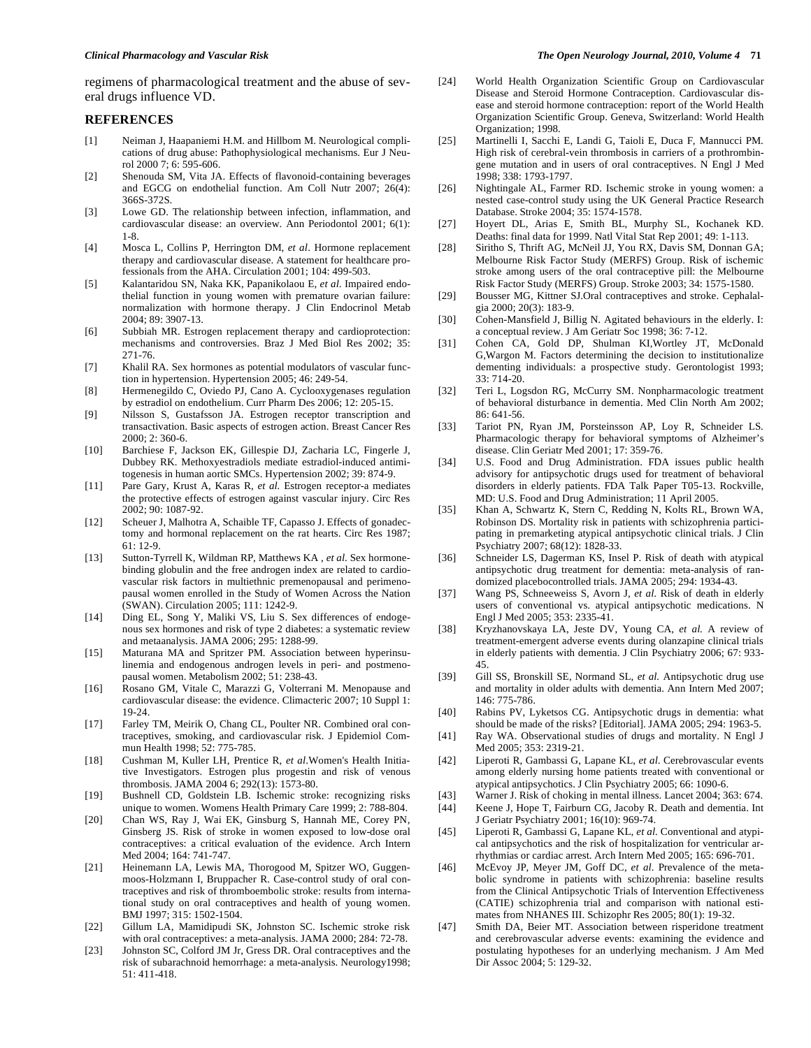regimens of pharmacological treatment and the abuse of several drugs influence VD.

## REFERENCES

[1] Neiman J, Haapaniemi H.M. and Hillbom M. Neurological complications of drug abuse: Pathophysiological mechanisms. Eur J Neurol 2000 7; 6: 595-606.

[2] Shenouda SM, Vita JA. Effects of flavonoid-containing beverages and EGCG on endothelial function. Am Coll Nutr 2007; 26(4): 366S-372S.

[3] Lowe GD. The relationship between infection, inflammation, and cardiovascular disease: an overview. Ann Periodontol 2001; 6(1): 1-8.

[4] Mosca L, Collins P, Herrington DM, *et al*. Hormone replacement therapy and cardiovascular disease. A statement for healthcare professionals from the AHA. Circulation 2001; 104: 499-503.

[5] Kalantaridou SN, Naka KK, Papanikolaou E, *et al*. Impaired endothelial function in young women with premature ovarian failure: normalization with hormone therapy. J Clin Endocrinol Metab 2004; 89: 3907-13.

[6] Subbiah MR. Estrogen replacement therapy and cardioprotection: mechanisms and controversies. Braz J Med Biol Res 2002; 35: 271-76.

[7] Khalil RA. Sex hormones as potential modulators of vascular function in hypertension. Hypertension 2005; 46: 249-54.

[8] Hermenegildo C, Oviedo PJ, Cano A. Cyclooxygenases regulation by estradiol on endothelium. Curr Pharm Des 2006; 12: 205-15.

[9] Nilsson S, Gustafsson JA. Estrogen receptor transcription and transactivation. Basic aspects of estrogen action. Breast Cancer Res 2000; 2: 360-6.

[10] Barchiese F, Jackson EK, Gillespie DJ, Zacharia LC, Fingerle J, Dubbey RK. Methoxyestradiols mediate estradiol-induced antimitogenesis in human aortic SMCs. Hypertension 2002; 39: 874-9.

[11] Pare Gary, Krust A, Karas R, *et al.* Estrogen receptor-a mediates the protective effects of estrogen against vascular injury. Circ Res 2002; 90: 1087-92.

[12] Scheuer J, Malhotra A, Schaible TF, Capasso J. Effects of gonadectomy and hormonal replacement on the rat hearts. Circ Res 1987; 61: 12-9.

[13] Sutton-Tyrrell K, Wildman RP, Matthews KA , *et al.* Sex hormone-binding globulin and the free androgen index are related to cardiovascular risk factors in multiethnic premenopausal and perimenopausal women enrolled in the Study of Women Across the Nation (SWAN). Circulation 2005; 111: 1242-9.

[14] Ding EL, Song Y, Maliki VS, Liu S. Sex differences of endogenous sex hormones and risk of type 2 diabetes: a systematic review and metaanalysis. JAMA 2006; 295: 1288-99.

[15] Maturana MA and Spritzer PM. Association between hyperinsulinemia and endogenous androgen levels in peri- and postmenopausal women. Metabolism 2002; 51: 238-43.

[16] Rosano GM, Vitale C, Marazzi G, Volterrani M. Menopause and cardiovascular disease: the evidence. Climacteric 2007; 10 Suppl 1: 19-24.

[17] Farley TM, Meirik O, Chang CL, Poulter NR. Combined oral contraceptives, smoking, and cardiovascular risk. J Epidemiol Commun Health 1998; 52: 775-785.

[18] Cushman M, Kuller LH, Prentice R, *et al.*Women's Health Initiative Investigators. Estrogen plus progestin and risk of venous thrombosis. JAMA 2004 6; 292(13): 1573-80.

[19] Bushnell CD, Goldstein LB. Ischemic stroke: recognizing risks unique to women. Womens Health Primary Care 1999; 2: 788-804.

[20] Chan WS, Ray J, Wai EK, Ginsburg S, Hannah ME, Corey PN, Ginsberg JS. Risk of stroke in women exposed to low-dose oral contraceptives: a critical evaluation of the evidence. Arch Intern Med 2004; 164: 741-747.

[21] Heinemann LA, Lewis MA, Thorogood M, Spitzer WO, Guggenmoos-Holzmann I, Bruppacher R. Case-control study of oral contraceptives and risk of thromboembolic stroke: results from international study on oral contraceptives and health of young women. BMJ 1997; 315: 1502-1504.

[22] Gillum LA, Mamidipudi SK, Johnston SC. Ischemic stroke risk with oral contraceptives: a meta-analysis. JAMA 2000; 284: 72-78.

[23] Johnston SC, Colford JM Jr, Gress DR. Oral contraceptives and the risk of subarachnoid hemorrhage: a meta-analysis. Neurology1998; 51: 411-418.

[24] World Health Organization Scientific Group on Cardiovascular Disease and Steroid Hormone Contraception. Cardiovascular disease and steroid hormone contraception: report of the World Health Organization Scientific Group. Geneva, Switzerland: World Health Organization; 1998.

[25] Martinelli I, Sacchi E, Landi G, Taioli E, Duca F, Mannucci PM. High risk of cerebral-vein thrombosis in carriers of a prothrombin-gene mutation and in users of oral contraceptives. N Engl J Med 1998; 338: 1793-1797.

[26] Nightingale AL, Farmer RD. Ischemic stroke in young women: a nested case-control study using the UK General Practice Research Database. Stroke 2004; 35: 1574-1578.

[27] Hoyert DL, Arias E, Smith BL, Murphy SL, Kochanek KD. Deaths: final data for 1999. Natl Vital Stat Rep 2001; 49: 1-113.

[28] Siritho S, Thrift AG, McNeil JJ, You RX, Davis SM, Donnan GA; Melbourne Risk Factor Study (MERFS) Group. Risk of ischemic stroke among users of the oral contraceptive pill: the Melbourne Risk Factor Study (MERFS) Group. Stroke 2003; 34: 1575-1580.

[29] Bousser MG, Kittner SJ.Oral contraceptives and stroke. Cephalalgia 2000; 20(3): 183-9.

[30] Cohen-Mansfield J, Billig N. Agitated behaviours in the elderly. I: a conceptual review. J Am Geriatr Soc 1998; 36: 7-12.

[31] Cohen CA, Gold DP, Shulman KI,Wortley JT, McDonald G,Wargon M. Factors determining the decision to institutionalize dementing individuals: a prospective study. Gerontologist 1993; 33: 714-20.

[32] Teri L, Logsdon RG, McCurry SM. Nonpharmacologic treatment of behavioral disturbance in dementia. Med Clin North Am 2002; 86: 641-56.

[33] Tariot PN, Ryan JM, Porsteinsson AP, Loy R, Schneider LS. Pharmacologic therapy for behavioral symptoms of Alzheimer's disease. Clin Geriatr Med 2001; 17: 359-76.

[34] U.S. Food and Drug Administration. FDA issues public health advisory for antipsychotic drugs used for treatment of behavioral disorders in elderly patients. FDA Talk Paper T05-13. Rockville, MD: U.S. Food and Drug Administration; 11 April 2005.

[35] Khan A, Schwartz K, Stern C, Redding N, Kolts RL, Brown WA, Robinson DS. Mortality risk in patients with schizophrenia participating in premarketing atypical antipsychotic clinical trials. J Clin Psychiatry 2007; 68(12): 1828-33.

[36] Schneider LS, Dagerman KS, Insel P. Risk of death with atypical antipsychotic drug treatment for dementia: meta-analysis of randomized placebocontrolled trials. JAMA 2005; 294: 1934-43.

[37] Wang PS, Schneeweiss S, Avorn J, *et al.* Risk of death in elderly users of conventional vs. atypical antipsychotic medications. N Engl J Med 2005; 353: 2335-41.

[38] Kryzhanovskaya LA, Jeste DV, Young CA, *et al.* A review of treatment-emergent adverse events during olanzapine clinical trials in elderly patients with dementia. J Clin Psychiatry 2006; 67: 933-45.

[39] Gill SS, Bronskill SE, Normand SL, *et al.* Antipsychotic drug use and mortality in older adults with dementia. Ann Intern Med 2007; 146: 775-786.

[40] Rabins PV, Lyketsos CG. Antipsychotic drugs in dementia: what should be made of the risks? [Editorial]. JAMA 2005; 294: 1963-5.

[41] Ray WA. Observational studies of drugs and mortality. N Engl J Med 2005; 353: 2319-21.

[42] Liperoti R, Gambassi G, Lapane KL, *et al*. Cerebrovascular events among elderly nursing home patients treated with conventional or atypical antipsychotics. J Clin Psychiatry 2005; 66: 1090-6.

[43] Warner J. Risk of choking in mental illness. Lancet 2004; 363: 674.

[44] Keene J, Hope T, Fairburn CG, Jacoby R. Death and dementia. Int J Geriatr Psychiatry 2001; 16(10): 969-74.

[45] Liperoti R, Gambassi G, Lapane KL, *et al.* Conventional and atypical antipsychotics and the risk of hospitalization for ventricular arrhythmias or cardiac arrest. Arch Intern Med 2005; 165: 696-701.

[46] McEvoy JP, Meyer JM, Goff DC, *et al*. Prevalence of the metabolic syndrome in patients with schizophrenia: baseline results from the Clinical Antipsychotic Trials of Intervention Effectiveness (CATIE) schizophrenia trial and comparison with national estimates from NHANES III. Schizophr Res 2005; 80(1): 19-32.

[47] Smith DA, Beier MT. Association between risperidone treatment and cerebrovascular adverse events: examining the evidence and postulating hypotheses for an underlying mechanism. J Am Med Dir Assoc 2004; 5: 129-32.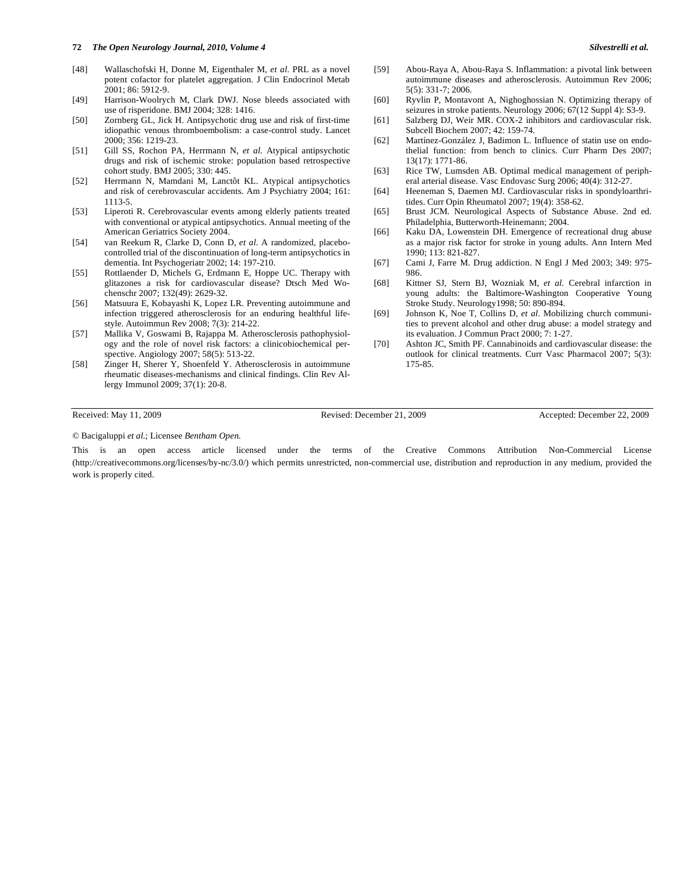[48] Wallaschofski H, Donne M, Eigenthaler M, *et al.* PRL as a novel potent cofactor for platelet aggregation. J Clin Endocrinol Metab 2001; 86: 5912-9.

[49] Harrison-Woolrych M, Clark DWJ. Nose bleeds associated with use of risperidone. BMJ 2004; 328: 1416.

[50] Zornberg GL, Jick H. Antipsychotic drug use and risk of first-time idiopathic venous thromboembolism: a case-control study. Lancet 2000; 356: 1219-23.

[51] Gill SS, Rochon PA, Herrmann N, *et al.* Atypical antipsychotic drugs and risk of ischemic stroke: population based retrospective cohort study. BMJ 2005; 330: 445.

[52] Herrmann N, Mamdani M, Lanctôt KL. Atypical antipsychotics and risk of cerebrovascular accidents. Am J Psychiatry 2004; 161: 1113-5.

[53] Liperoti R. Cerebrovascular events among elderly patients treated with conventional or atypical antipsychotics. Annual meeting of the American Geriatrics Society 2004.

[54] van Reekum R, Clarke D, Conn D, *et al.* A randomized, placebo-controlled trial of the discontinuation of long-term antipsychotics in dementia. Int Psychogeriatr 2002; 14: 197-210.

[55] Rottlaender D, Michels G, Erdmann E, Hoppe UC. Therapy with glitazones a risk for cardiovascular disease? Dtsch Med Wochenschr 2007; 132(49): 2629-32.

[56] Matsuura E, Kobayashi K, Lopez LR. Preventing autoimmune and infection triggered atherosclerosis for an enduring healthful lifestyle. Autoimmun Rev 2008; 7(3): 214-22.

[57] Mallika V, Goswami B, Rajappa M. Atherosclerosis pathophysiology and the role of novel risk factors: a clinicobiochemical perspective. Angiology 2007; 58(5): 513-22.

[58] Zinger H, Sherer Y, Shoenfeld Y. Atherosclerosis in autoimmune rheumatic diseases-mechanisms and clinical findings. Clin Rev Allergy Immunol 2009; 37(1): 20-8.

[59] Abou-Raya A, Abou-Raya S. Inflammation: a pivotal link between autoimmune diseases and atherosclerosis. Autoimmun Rev 2006; 5(5): 331-7; 2006.

[60] Ryvlin P, Montavont A, Nighoghossian N. Optimizing therapy of seizures in stroke patients. Neurology 2006; 67(12 Suppl 4): S3-9.

[61] Salzberg DJ, Weir MR. COX-2 inhibitors and cardiovascular risk. Subcell Biochem 2007; 42: 159-74.

[62] Martínez-González J, Badimon L. Influence of statin use on endothelial function: from bench to clinics. Curr Pharm Des 2007; 13(17): 1771-86.

[63] Rice TW, Lumsden AB. Optimal medical management of peripheral arterial disease. Vasc Endovasc Surg 2006; 40(4): 312-27.

[64] Heeneman S, Daemen MJ. Cardiovascular risks in spondyloarthritides. Curr Opin Rheumatol 2007; 19(4): 358-62.

[65] Brust JCM. Neurological Aspects of Substance Abuse. 2nd ed. Philadelphia, Butterworth-Heinemann; 2004.

[66] Kaku DA, Lowenstein DH. Emergence of recreational drug abuse as a major risk factor for stroke in young adults. Ann Intern Med 1990; 113: 821-827.

[67] Cami J, Farre M. Drug addiction. N Engl J Med 2003; 349: 975-986.

[68] Kittner SJ, Stern BJ, Wozniak M, *et al.* Cerebral infarction in young adults: the Baltimore-Washington Cooperative Young Stroke Study. Neurology1998; 50: 890-894.

[69] Johnson K, Noe T, Collins D, *et al.* Mobilizing church communities to prevent alcohol and other drug abuse: a model strategy and its evaluation. J Commun Pract 2000; 7: 1-27.

[70] Ashton JC, Smith PF. Cannabinoids and cardiovascular disease: the outlook for clinical treatments. Curr Vasc Pharmacol 2007; 5(3): 175-85.

---

Received: May 11, 2009 Revised: December 21, 2009 Accepted: December 22, 2009

© Bacigaluppi *et al.*; Licensee *Bentham Open.*

This is an open access article licensed under the terms of the Creative Commons Attribution Non-Commercial License (http://creativecommons.org/licenses/by-nc/3.0/) which permits unrestricted, non-commercial use, distribution and reproduction in any medium, provided the work is properly cited.